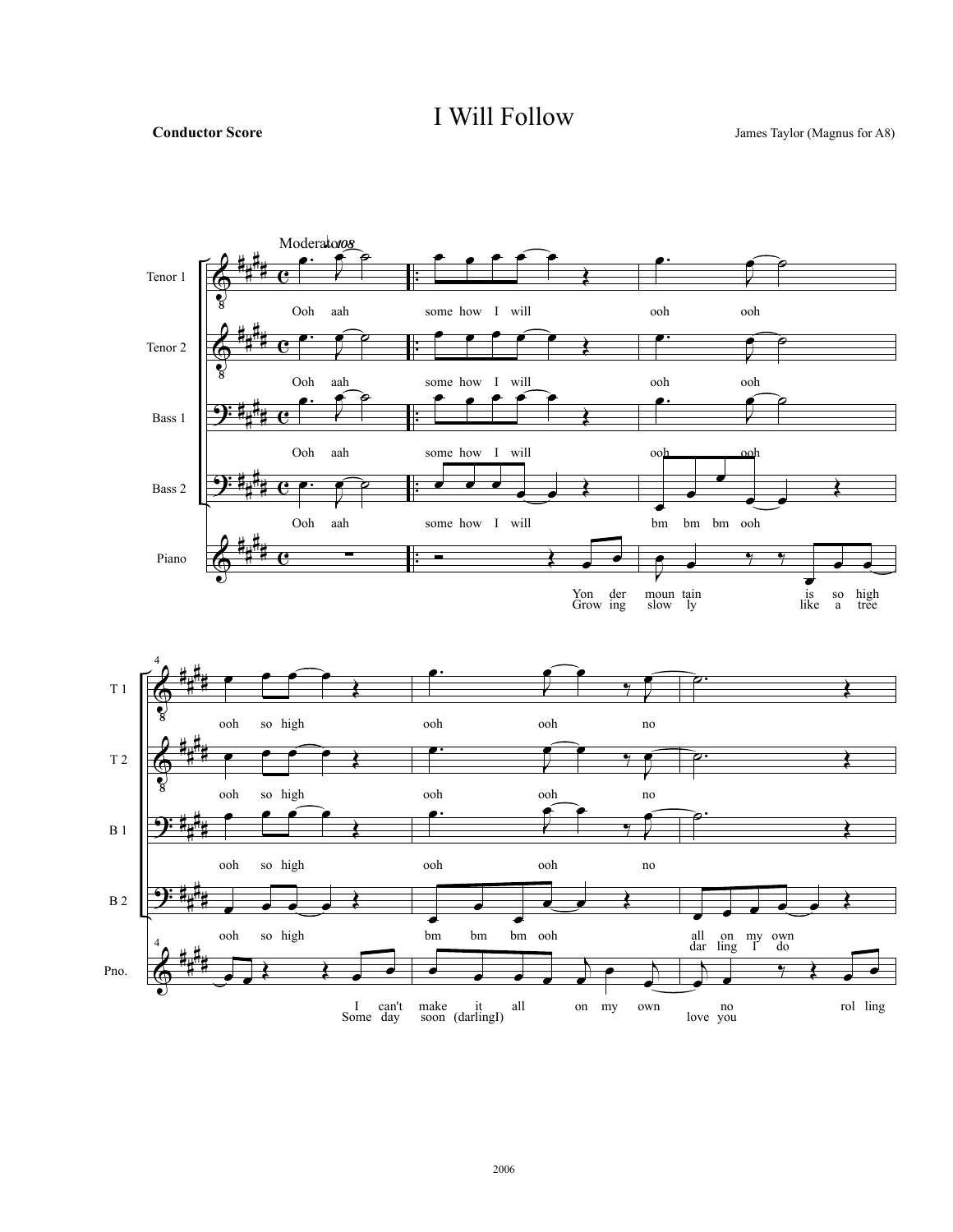# I Will Follow

**Conductor Score**

James Taylor (Magnus for A8)

Moderato ♩=108

2006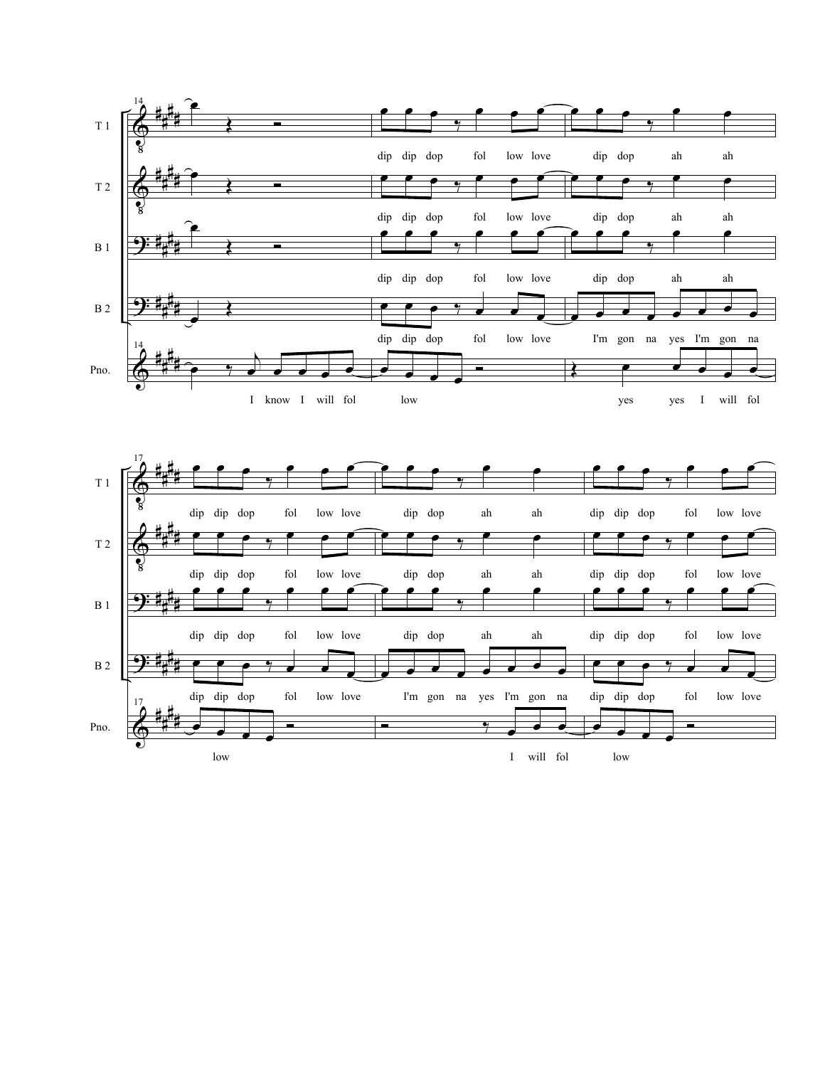**System 1 (measures 14–16)**

T 1: dip dip dop fol low love dip dop ah ah

T 2: dip dip dop fol low love dip dop ah ah

B 1: dip dip dop fol low love dip dop ah ah

B 2: dip dip dop fol low love I'm gon na yes I'm gon na

Pno.: I know I will fol low yes yes I will fol

**System 2 (measures 17–19)**

T 1: dip dip dop fol low love dip dop ah ah dip dip dop fol low love

T 2: dip dip dop fol low love dip dop ah ah dip dip dop fol low love

B 1: dip dip dop fol low love dip dop ah ah dip dip dop fol low love

B 2: dip dip dop fol low love I'm gon na yes I'm gon na dip dip dop fol low love

Pno.: low I will fol low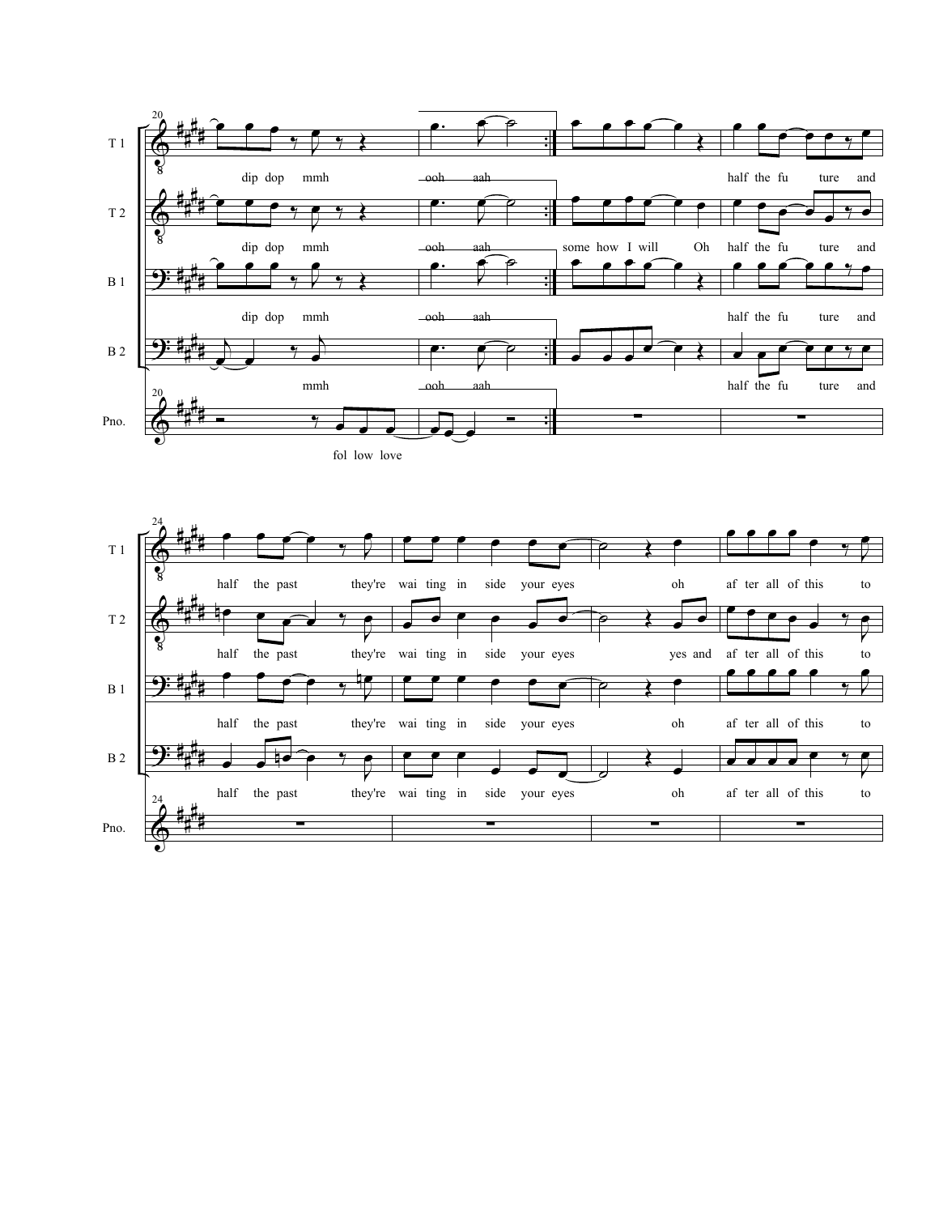T 1: dip dop mmh ooh aah half the fu ture and

T 2: dip dop mmh ooh aah some how I will Oh half the fu ture and

B 1: dip dop mmh ooh aah half the fu ture and

B 2: mmh ooh aah half the fu ture and

Pno.: fol low love

T 1: half the past they're wai ting in side your eyes oh af ter all of this to

T 2: half the past they're wai ting in side your eyes yes and af ter all of this to

B 1: half the past they're wai ting in side your eyes oh af ter all of this to

B 2: half the past they're wai ting in side your eyes oh af ter all of this to

Pno.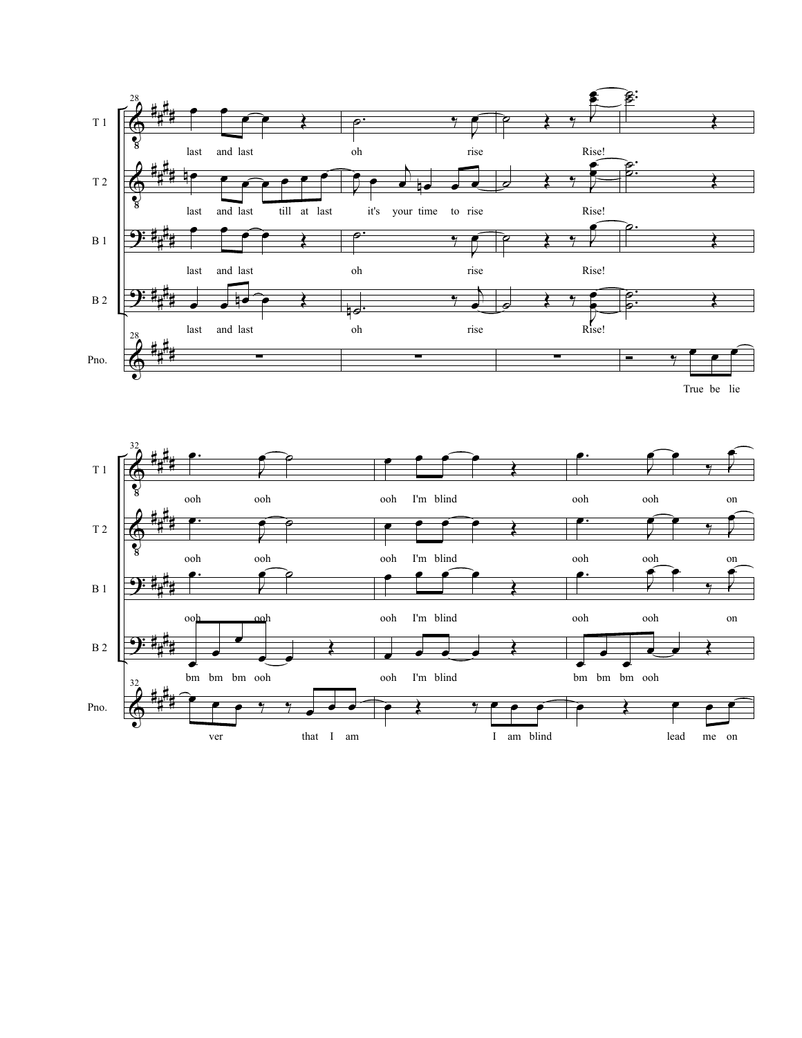T 1: last and last oh rise Rise!

T 2: last and last till at last it's your time to rise Rise!

B 1: last and last oh rise Rise!

B 2: last and last oh rise Rise!

Pno.: True be lie

T 1: ooh ooh ooh I'm blind ooh ooh on

T 2: ooh ooh ooh I'm blind ooh ooh on

B 1: ooh ooh ooh I'm blind ooh ooh on

B 2: bm bm bm ooh ooh I'm blind bm bm bm ooh

Pno.: ver that I am I am blind lead me on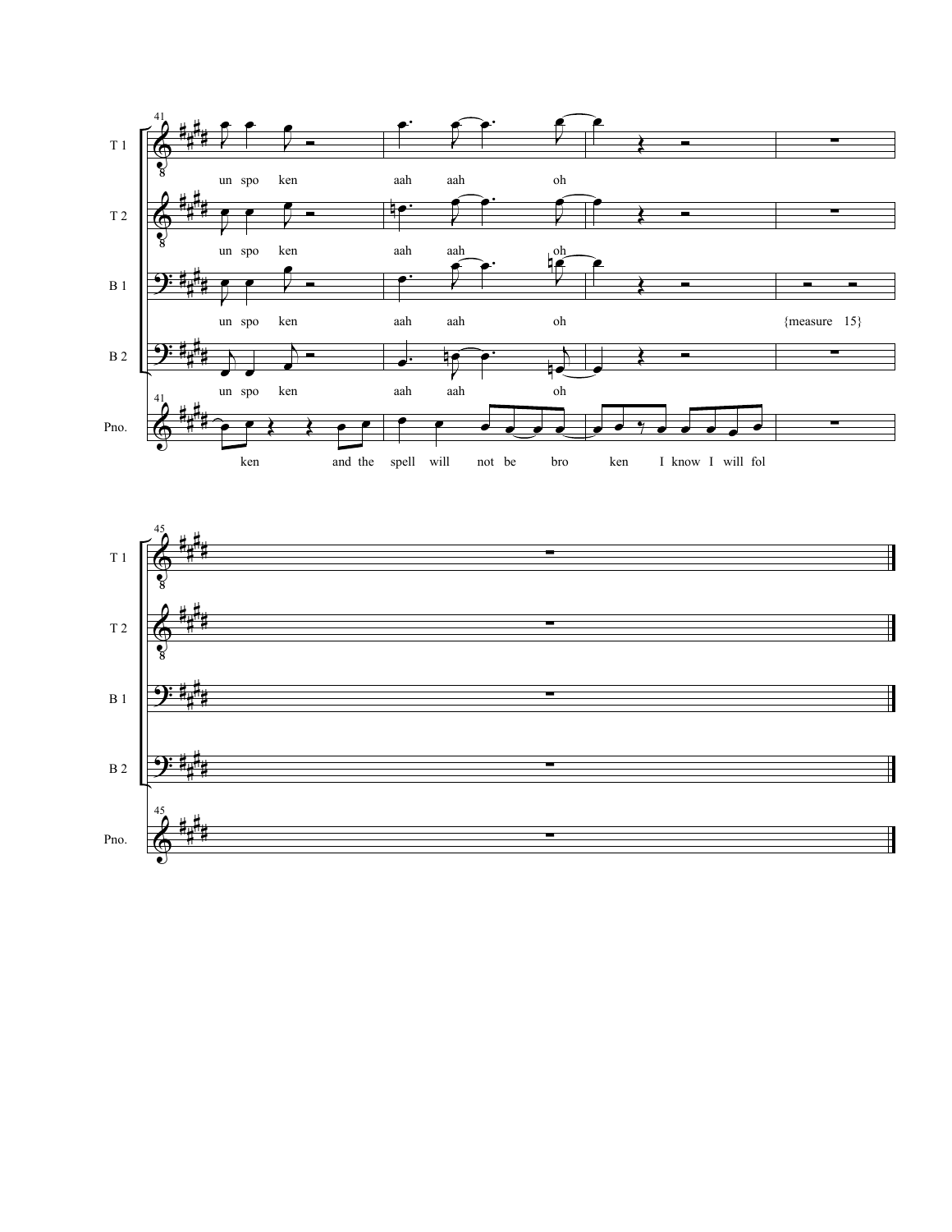41

T 1: un spo ken aah aah oh

T 2: un spo ken aah aah oh

B 1: un spo ken aah aah oh {measure 15}

B 2: un spo ken aah aah oh

Pno.: ken and the spell will not be bro ken I know I will fol

45

T 1

T 2

B 1

B 2

Pno.